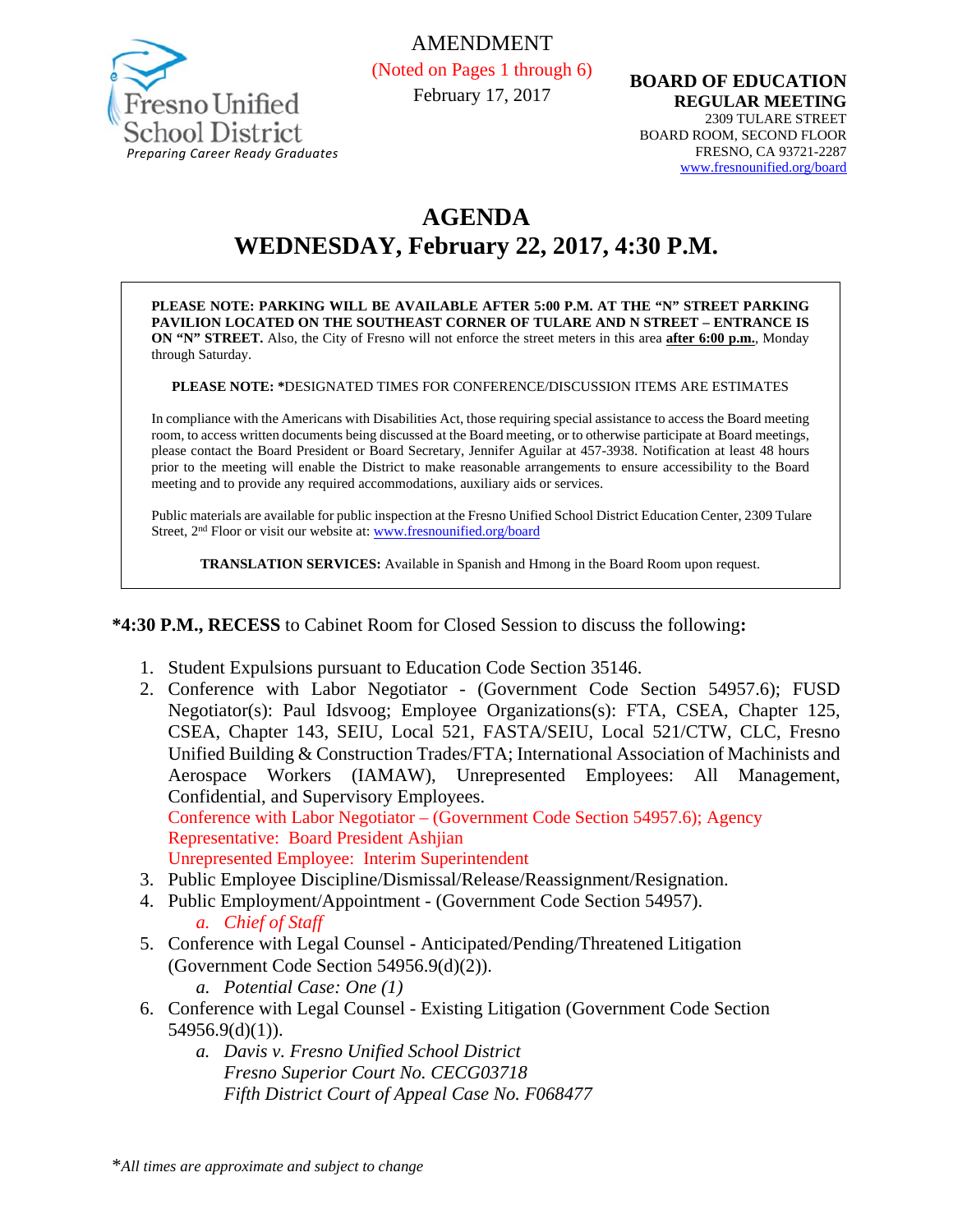Fresno Unified School District
*Preparing Career Ready Graduates*

AMENDMENT
(Noted on Pages 1 through 6)
February 17, 2017

**BOARD OF EDUCATION**
**REGULAR MEETING**
2309 TULARE STREET
BOARD ROOM, SECOND FLOOR
FRESNO, CA 93721-2287
www.fresnounified.org/board

# AGENDA
## WEDNESDAY, February 22, 2017, 4:30 P.M.

**PLEASE NOTE: PARKING WILL BE AVAILABLE AFTER 5:00 P.M. AT THE "N" STREET PARKING PAVILION LOCATED ON THE SOUTHEAST CORNER OF TULARE AND N STREET – ENTRANCE IS ON "N" STREET.** Also, the City of Fresno will not enforce the street meters in this area **after 6:00 p.m.**, Monday through Saturday.

**PLEASE NOTE:** *DESIGNATED TIMES FOR CONFERENCE/DISCUSSION ITEMS ARE ESTIMATES

In compliance with the Americans with Disabilities Act, those requiring special assistance to access the Board meeting room, to access written documents being discussed at the Board meeting, or to otherwise participate at Board meetings, please contact the Board President or Board Secretary, Jennifer Aguilar at 457-3938. Notification at least 48 hours prior to the meeting will enable the District to make reasonable arrangements to ensure accessibility to the Board meeting and to provide any required accommodations, auxiliary aids or services.

Public materials are available for public inspection at the Fresno Unified School District Education Center, 2309 Tulare Street, 2nd Floor or visit our website at: www.fresnounified.org/board

**TRANSLATION SERVICES:** Available in Spanish and Hmong in the Board Room upon request.

**\*4:30 P.M., RECESS** to Cabinet Room for Closed Session to discuss the following**:**

1. Student Expulsions pursuant to Education Code Section 35146.
2. Conference with Labor Negotiator - (Government Code Section 54957.6); FUSD Negotiator(s): Paul Idsvoog; Employee Organizations(s): FTA, CSEA, Chapter 125, CSEA, Chapter 143, SEIU, Local 521, FASTA/SEIU, Local 521/CTW, CLC, Fresno Unified Building & Construction Trades/FTA; International Association of Machinists and Aerospace Workers (IAMAW), Unrepresented Employees: All Management, Confidential, and Supervisory Employees.
   Conference with Labor Negotiator – (Government Code Section 54957.6); Agency Representative: Board President Ashjian
   Unrepresented Employee: Interim Superintendent
3. Public Employee Discipline/Dismissal/Release/Reassignment/Resignation.
4. Public Employment/Appointment - (Government Code Section 54957).
   a. *Chief of Staff*
5. Conference with Legal Counsel - Anticipated/Pending/Threatened Litigation (Government Code Section 54956.9(d)(2)).
   a. *Potential Case: One (1)*
6. Conference with Legal Counsel - Existing Litigation (Government Code Section 54956.9(d)(1)).
   a. *Davis v. Fresno Unified School District*
      *Fresno Superior Court No. CECG03718*
      *Fifth District Court of Appeal Case No. F068477*

\**All times are approximate and subject to change*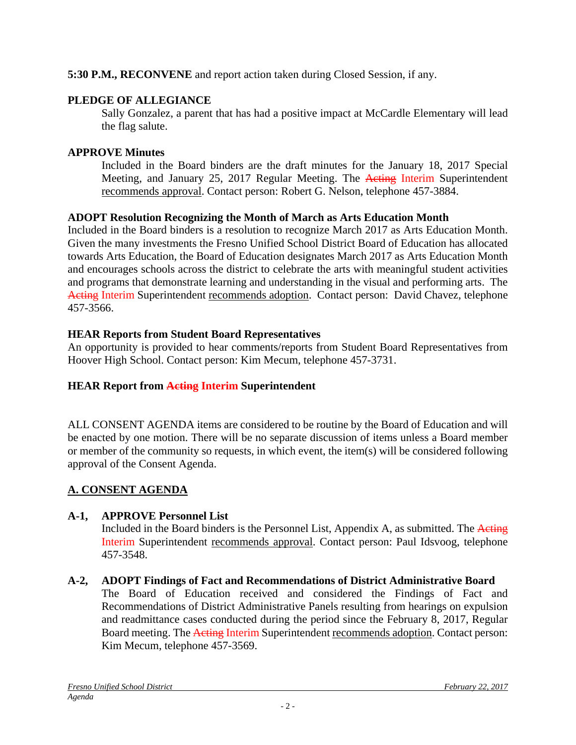**5:30 P.M., RECONVENE** and report action taken during Closed Session, if any.

**PLEDGE OF ALLEGIANCE**

Sally Gonzalez, a parent that has had a positive impact at McCardle Elementary will lead the flag salute.

**APPROVE Minutes**

Included in the Board binders are the draft minutes for the January 18, 2017 Special Meeting, and January 25, 2017 Regular Meeting. The ~~Acting~~ Interim Superintendent recommends approval. Contact person: Robert G. Nelson, telephone 457-3884.

**ADOPT Resolution Recognizing the Month of March as Arts Education Month**

Included in the Board binders is a resolution to recognize March 2017 as Arts Education Month. Given the many investments the Fresno Unified School District Board of Education has allocated towards Arts Education, the Board of Education designates March 2017 as Arts Education Month and encourages schools across the district to celebrate the arts with meaningful student activities and programs that demonstrate learning and understanding in the visual and performing arts. The ~~Acting~~ Interim Superintendent recommends adoption. Contact person: David Chavez, telephone 457-3566.

**HEAR Reports from Student Board Representatives**

An opportunity is provided to hear comments/reports from Student Board Representatives from Hoover High School. Contact person: Kim Mecum, telephone 457-3731.

**HEAR Report from ~~Acting~~ Interim Superintendent**

ALL CONSENT AGENDA items are considered to be routine by the Board of Education and will be enacted by one motion. There will be no separate discussion of items unless a Board member or member of the community so requests, in which event, the item(s) will be considered following approval of the Consent Agenda.

## A. CONSENT AGENDA

**A-1, APPROVE Personnel List**

Included in the Board binders is the Personnel List, Appendix A, as submitted. The ~~Acting~~ Interim Superintendent recommends approval. Contact person: Paul Idsvoog, telephone 457-3548.

**A-2, ADOPT Findings of Fact and Recommendations of District Administrative Board**

The Board of Education received and considered the Findings of Fact and Recommendations of District Administrative Panels resulting from hearings on expulsion and readmittance cases conducted during the period since the February 8, 2017, Regular Board meeting. The ~~Acting~~ Interim Superintendent recommends adoption. Contact person: Kim Mecum, telephone 457-3569.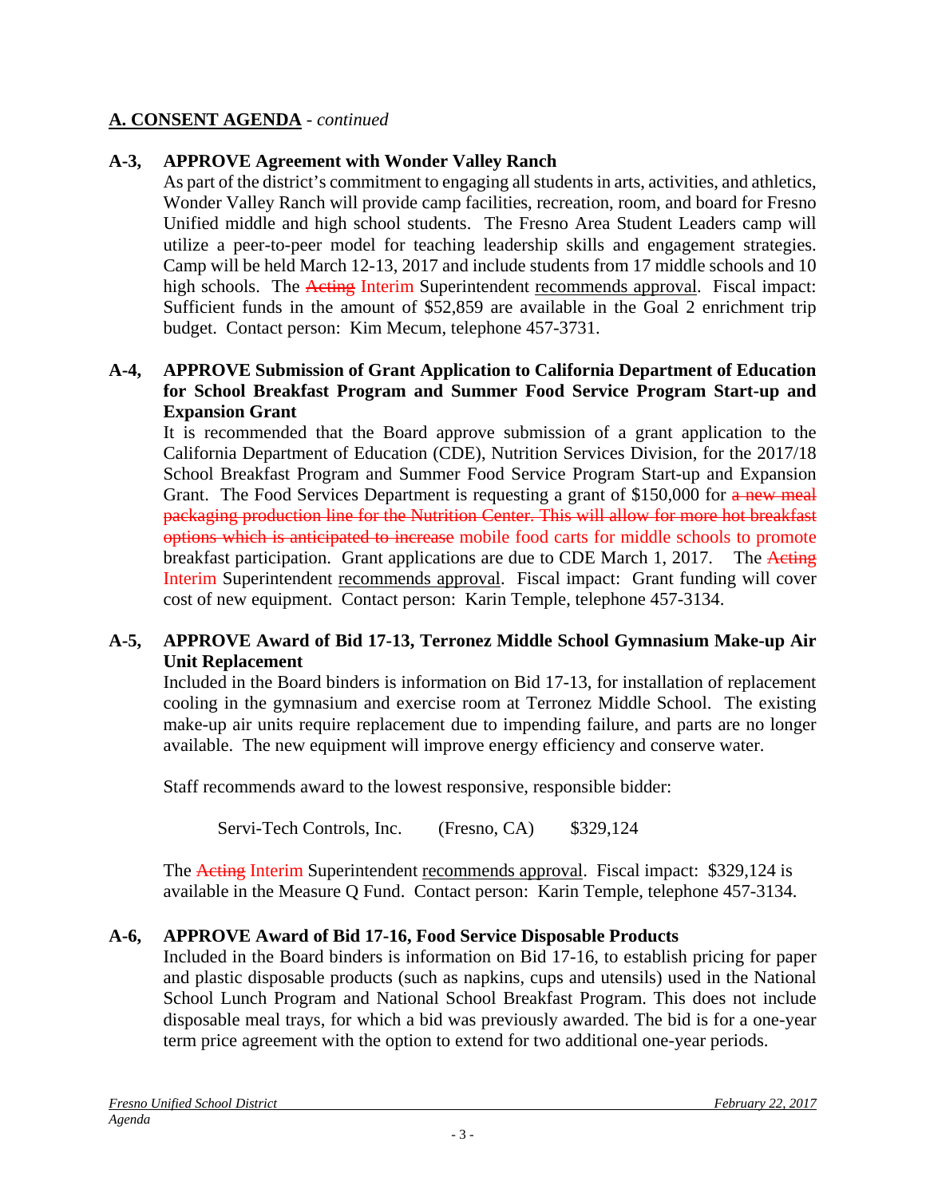## A. CONSENT AGENDA - *continued*

**A-3, APPROVE Agreement with Wonder Valley Ranch**

As part of the district's commitment to engaging all students in arts, activities, and athletics, Wonder Valley Ranch will provide camp facilities, recreation, room, and board for Fresno Unified middle and high school students. The Fresno Area Student Leaders camp will utilize a peer-to-peer model for teaching leadership skills and engagement strategies. Camp will be held March 12-13, 2017 and include students from 17 middle schools and 10 high schools. The ~~Acting~~ Interim Superintendent recommends approval. Fiscal impact: Sufficient funds in the amount of $52,859 are available in the Goal 2 enrichment trip budget. Contact person: Kim Mecum, telephone 457-3731.

**A-4, APPROVE Submission of Grant Application to California Department of Education for School Breakfast Program and Summer Food Service Program Start-up and Expansion Grant**

It is recommended that the Board approve submission of a grant application to the California Department of Education (CDE), Nutrition Services Division, for the 2017/18 School Breakfast Program and Summer Food Service Program Start-up and Expansion Grant. The Food Services Department is requesting a grant of $150,000 for ~~a new meal packaging production line for the Nutrition Center. This will allow for more hot breakfast options which is anticipated to increase~~ mobile food carts for middle schools to promote breakfast participation. Grant applications are due to CDE March 1, 2017. The ~~Acting~~ Interim Superintendent recommends approval. Fiscal impact: Grant funding will cover cost of new equipment. Contact person: Karin Temple, telephone 457-3134.

**A-5, APPROVE Award of Bid 17-13, Terronez Middle School Gymnasium Make-up Air Unit Replacement**

Included in the Board binders is information on Bid 17-13, for installation of replacement cooling in the gymnasium and exercise room at Terronez Middle School. The existing make-up air units require replacement due to impending failure, and parts are no longer available. The new equipment will improve energy efficiency and conserve water.

Staff recommends award to the lowest responsive, responsible bidder:

Servi-Tech Controls, Inc. (Fresno, CA) $329,124

The ~~Acting~~ Interim Superintendent recommends approval. Fiscal impact: $329,124 is available in the Measure Q Fund. Contact person: Karin Temple, telephone 457-3134.

**A-6, APPROVE Award of Bid 17-16, Food Service Disposable Products**

Included in the Board binders is information on Bid 17-16, to establish pricing for paper and plastic disposable products (such as napkins, cups and utensils) used in the National School Lunch Program and National School Breakfast Program. This does not include disposable meal trays, for which a bid was previously awarded. The bid is for a one-year term price agreement with the option to extend for two additional one-year periods.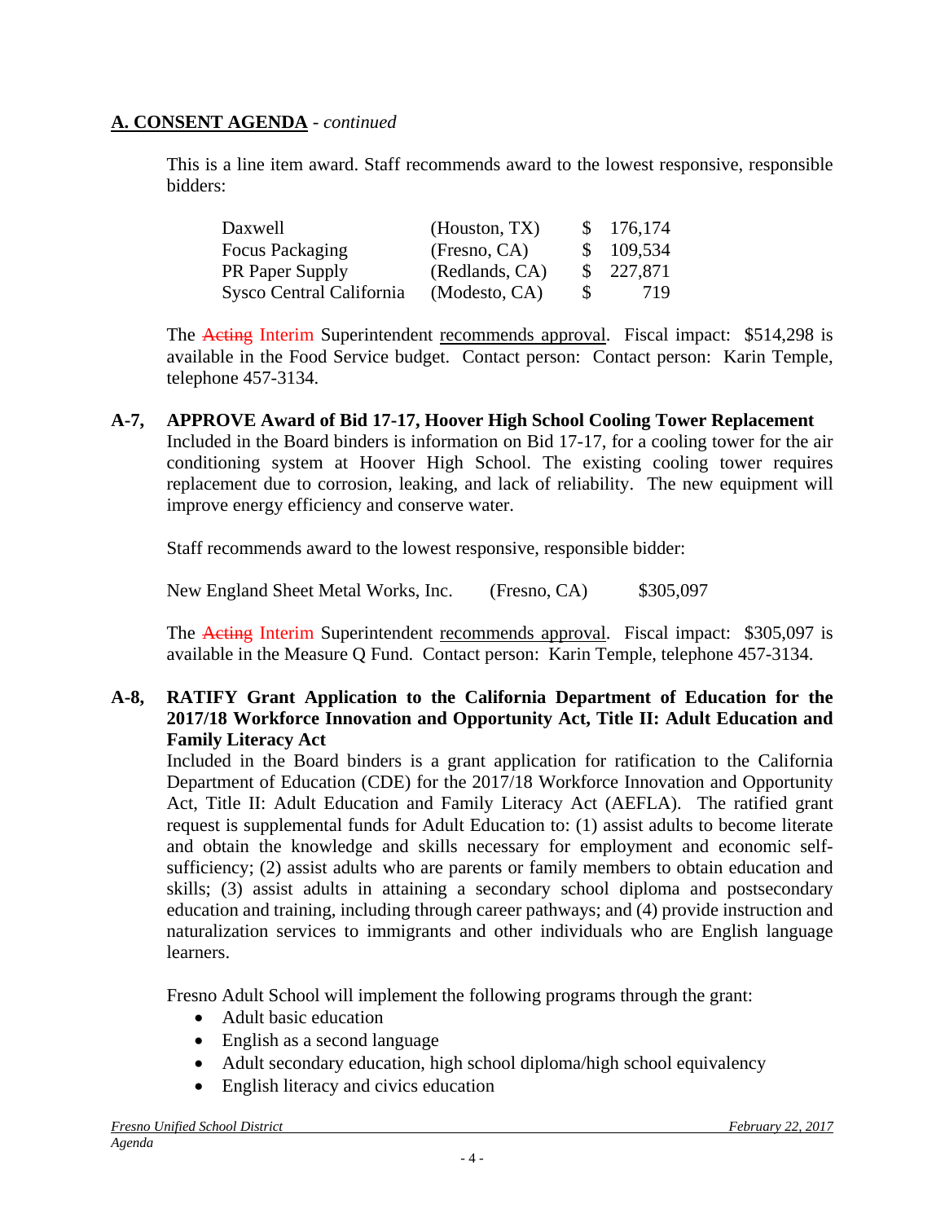## A. CONSENT AGENDA - *continued*

This is a line item award. Staff recommends award to the lowest responsive, responsible bidders:

| | | |
|---|---|---|
| Daxwell | (Houston, TX) | $ 176,174 |
| Focus Packaging | (Fresno, CA) | $ 109,534 |
| PR Paper Supply | (Redlands, CA) | $ 227,871 |
| Sysco Central California | (Modesto, CA) | $ 719 |

The ~~Acting~~ Interim Superintendent recommends approval. Fiscal impact: $514,298 is available in the Food Service budget. Contact person: Contact person: Karin Temple, telephone 457-3134.

**A-7, APPROVE Award of Bid 17-17, Hoover High School Cooling Tower Replacement**

Included in the Board binders is information on Bid 17-17, for a cooling tower for the air conditioning system at Hoover High School. The existing cooling tower requires replacement due to corrosion, leaking, and lack of reliability. The new equipment will improve energy efficiency and conserve water.

Staff recommends award to the lowest responsive, responsible bidder:

New England Sheet Metal Works, Inc. (Fresno, CA) $305,097

The ~~Acting~~ Interim Superintendent recommends approval. Fiscal impact: $305,097 is available in the Measure Q Fund. Contact person: Karin Temple, telephone 457-3134.

**A-8, RATIFY Grant Application to the California Department of Education for the 2017/18 Workforce Innovation and Opportunity Act, Title II: Adult Education and Family Literacy Act**

Included in the Board binders is a grant application for ratification to the California Department of Education (CDE) for the 2017/18 Workforce Innovation and Opportunity Act, Title II: Adult Education and Family Literacy Act (AEFLA). The ratified grant request is supplemental funds for Adult Education to: (1) assist adults to become literate and obtain the knowledge and skills necessary for employment and economic self-sufficiency; (2) assist adults who are parents or family members to obtain education and skills; (3) assist adults in attaining a secondary school diploma and postsecondary education and training, including through career pathways; and (4) provide instruction and naturalization services to immigrants and other individuals who are English language learners.

Fresno Adult School will implement the following programs through the grant:

- Adult basic education
- English as a second language
- Adult secondary education, high school diploma/high school equivalency
- English literacy and civics education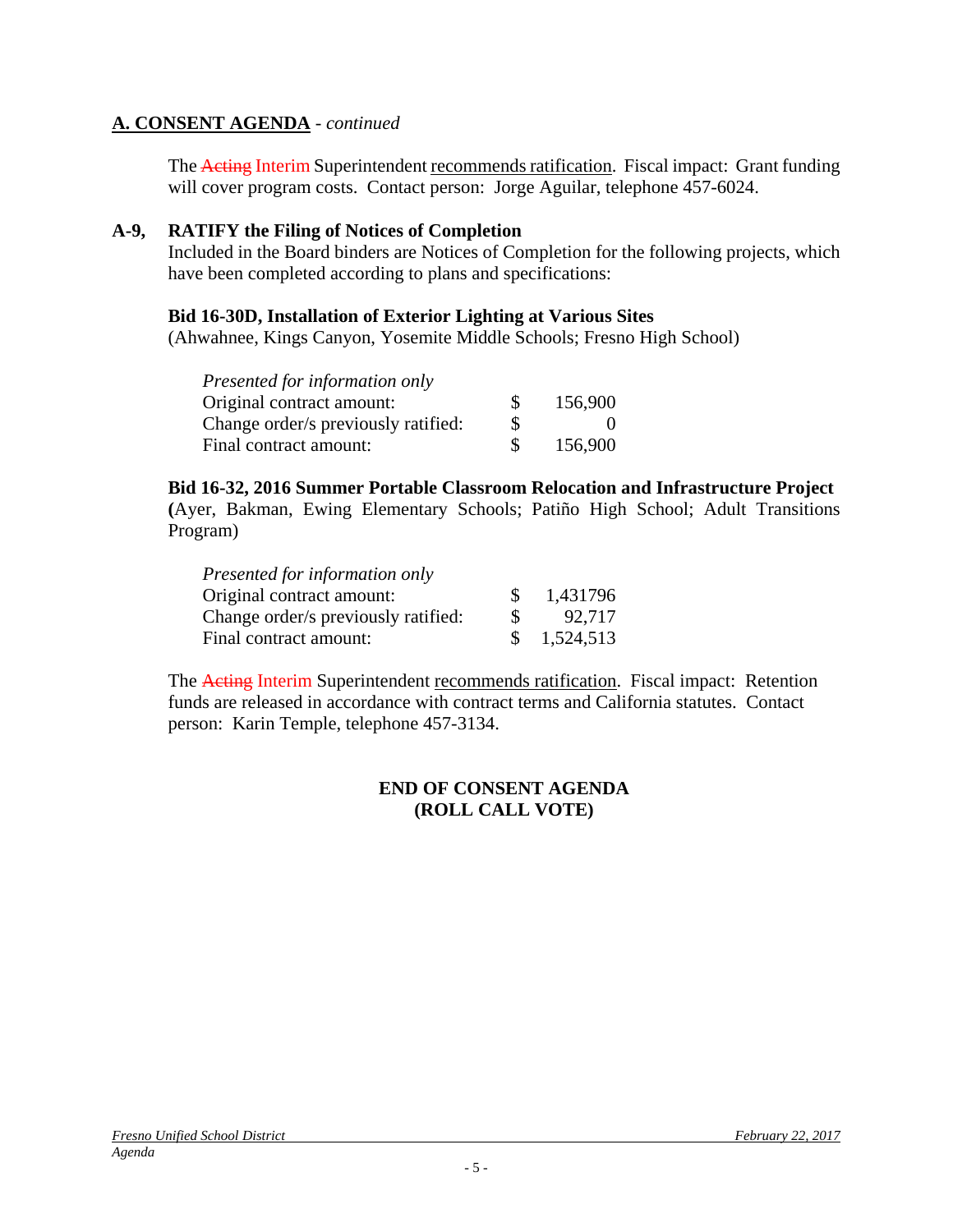**A. CONSENT AGENDA** - *continued*

The ~~Acting~~ Interim Superintendent recommends ratification. Fiscal impact: Grant funding will cover program costs. Contact person: Jorge Aguilar, telephone 457-6024.

**A-9, RATIFY the Filing of Notices of Completion**

Included in the Board binders are Notices of Completion for the following projects, which have been completed according to plans and specifications:

**Bid 16-30D, Installation of Exterior Lighting at Various Sites**
(Ahwahnee, Kings Canyon, Yosemite Middle Schools; Fresno High School)

| *Presented for information only* | | |
|---|---|---|
| Original contract amount: | $ | 156,900 |
| Change order/s previously ratified: | $ | 0 |
| Final contract amount: | $ | 156,900 |

**Bid 16-32, 2016 Summer Portable Classroom Relocation and Infrastructure Project**
**(**Ayer, Bakman, Ewing Elementary Schools; Patiño High School; Adult Transitions Program)

| *Presented for information only* | | |
|---|---|---|
| Original contract amount: | $ | 1,431796 |
| Change order/s previously ratified: | $ | 92,717 |
| Final contract amount: | $ | 1,524,513 |

The ~~Acting~~ Interim Superintendent recommends ratification. Fiscal impact: Retention funds are released in accordance with contract terms and California statutes. Contact person: Karin Temple, telephone 457-3134.

**END OF CONSENT AGENDA**
**(ROLL CALL VOTE)**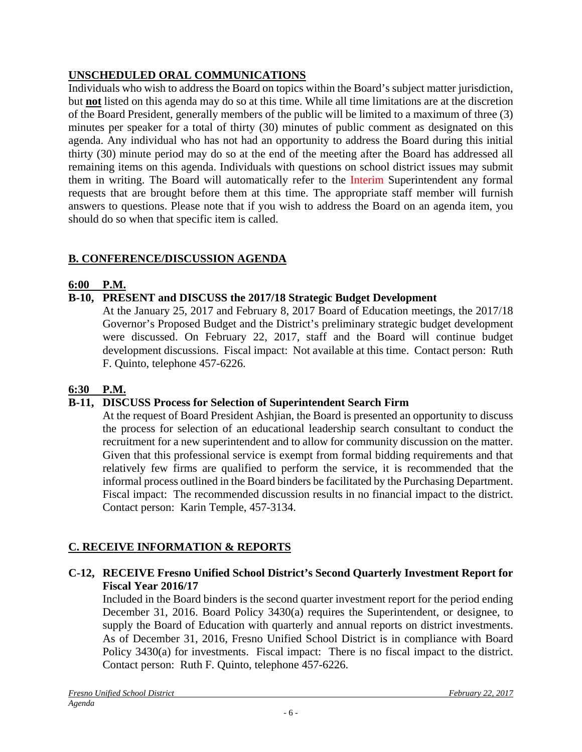## UNSCHEDULED ORAL COMMUNICATIONS

Individuals who wish to address the Board on topics within the Board's subject matter jurisdiction, but **not** listed on this agenda may do so at this time. While all time limitations are at the discretion of the Board President, generally members of the public will be limited to a maximum of three (3) minutes per speaker for a total of thirty (30) minutes of public comment as designated on this agenda. Any individual who has not had an opportunity to address the Board during this initial thirty (30) minute period may do so at the end of the meeting after the Board has addressed all remaining items on this agenda. Individuals with questions on school district issues may submit them in writing. The Board will automatically refer to the Interim Superintendent any formal requests that are brought before them at this time. The appropriate staff member will furnish answers to questions. Please note that if you wish to address the Board on an agenda item, you should do so when that specific item is called.

## B. CONFERENCE/DISCUSSION AGENDA

### 6:00 P.M.

**B-10, PRESENT and DISCUSS the 2017/18 Strategic Budget Development**

At the January 25, 2017 and February 8, 2017 Board of Education meetings, the 2017/18 Governor's Proposed Budget and the District's preliminary strategic budget development were discussed. On February 22, 2017, staff and the Board will continue budget development discussions. Fiscal impact: Not available at this time. Contact person: Ruth F. Quinto, telephone 457-6226.

### 6:30 P.M.

**B-11, DISCUSS Process for Selection of Superintendent Search Firm**

At the request of Board President Ashjian, the Board is presented an opportunity to discuss the process for selection of an educational leadership search consultant to conduct the recruitment for a new superintendent and to allow for community discussion on the matter. Given that this professional service is exempt from formal bidding requirements and that relatively few firms are qualified to perform the service, it is recommended that the informal process outlined in the Board binders be facilitated by the Purchasing Department. Fiscal impact: The recommended discussion results in no financial impact to the district. Contact person: Karin Temple, 457-3134.

## C. RECEIVE INFORMATION & REPORTS

**C-12, RECEIVE Fresno Unified School District's Second Quarterly Investment Report for Fiscal Year 2016/17**

Included in the Board binders is the second quarter investment report for the period ending December 31, 2016. Board Policy 3430(a) requires the Superintendent, or designee, to supply the Board of Education with quarterly and annual reports on district investments. As of December 31, 2016, Fresno Unified School District is in compliance with Board Policy 3430(a) for investments. Fiscal impact: There is no fiscal impact to the district. Contact person: Ruth F. Quinto, telephone 457-6226.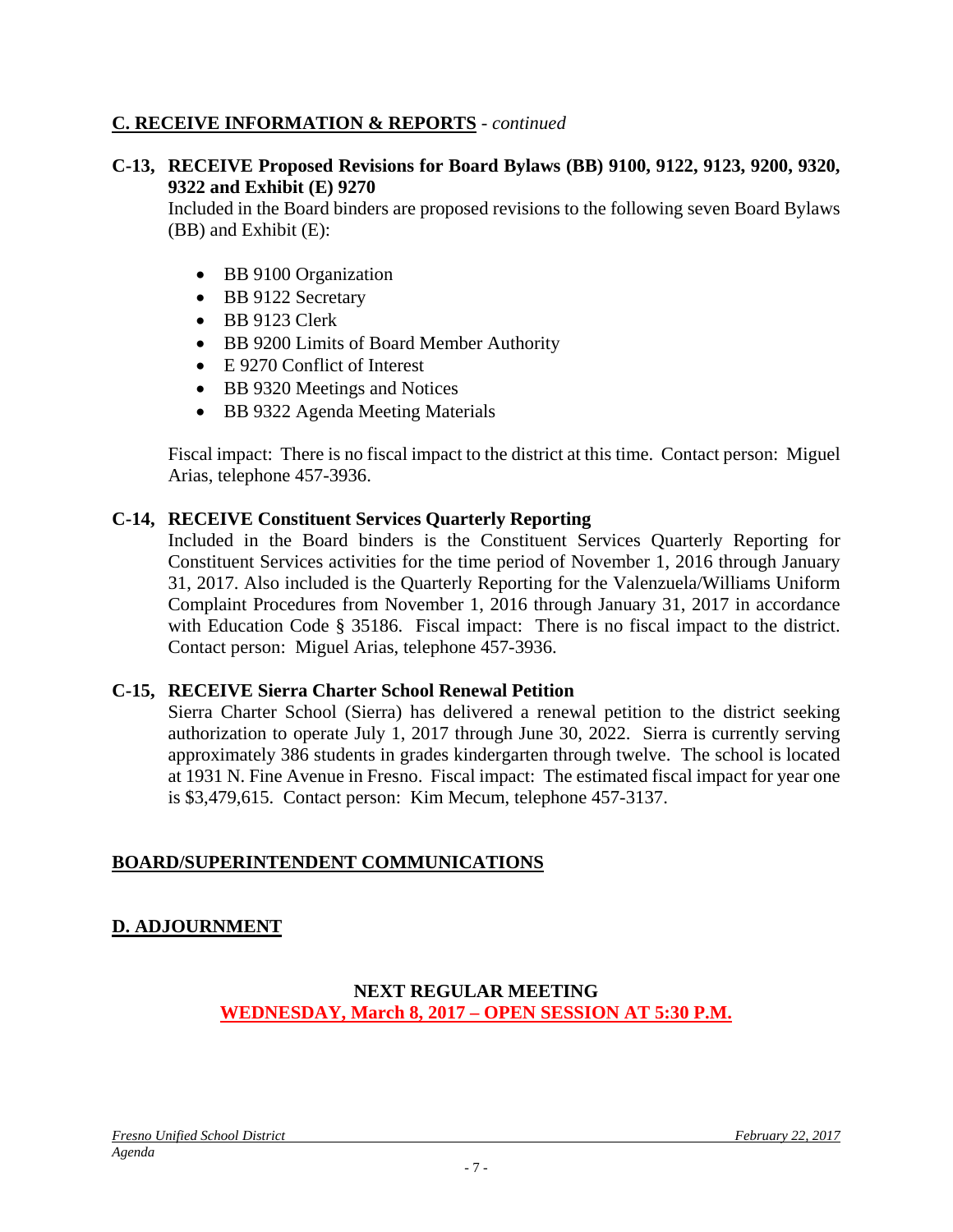## C. RECEIVE INFORMATION & REPORTS - *continued*

**C-13, RECEIVE Proposed Revisions for Board Bylaws (BB) 9100, 9122, 9123, 9200, 9320, 9322 and Exhibit (E) 9270**

Included in the Board binders are proposed revisions to the following seven Board Bylaws (BB) and Exhibit (E):

- BB 9100 Organization
- BB 9122 Secretary
- BB 9123 Clerk
- BB 9200 Limits of Board Member Authority
- E 9270 Conflict of Interest
- BB 9320 Meetings and Notices
- BB 9322 Agenda Meeting Materials

Fiscal impact: There is no fiscal impact to the district at this time. Contact person: Miguel Arias, telephone 457-3936.

**C-14, RECEIVE Constituent Services Quarterly Reporting**

Included in the Board binders is the Constituent Services Quarterly Reporting for Constituent Services activities for the time period of November 1, 2016 through January 31, 2017. Also included is the Quarterly Reporting for the Valenzuela/Williams Uniform Complaint Procedures from November 1, 2016 through January 31, 2017 in accordance with Education Code § 35186. Fiscal impact: There is no fiscal impact to the district. Contact person: Miguel Arias, telephone 457-3936.

**C-15, RECEIVE Sierra Charter School Renewal Petition**

Sierra Charter School (Sierra) has delivered a renewal petition to the district seeking authorization to operate July 1, 2017 through June 30, 2022. Sierra is currently serving approximately 386 students in grades kindergarten through twelve. The school is located at 1931 N. Fine Avenue in Fresno. Fiscal impact: The estimated fiscal impact for year one is $3,479,615. Contact person: Kim Mecum, telephone 457-3137.

## BOARD/SUPERINTENDENT COMMUNICATIONS

## D. ADJOURNMENT

**NEXT REGULAR MEETING**

**WEDNESDAY, March 8, 2017 – OPEN SESSION AT 5:30 P.M.**